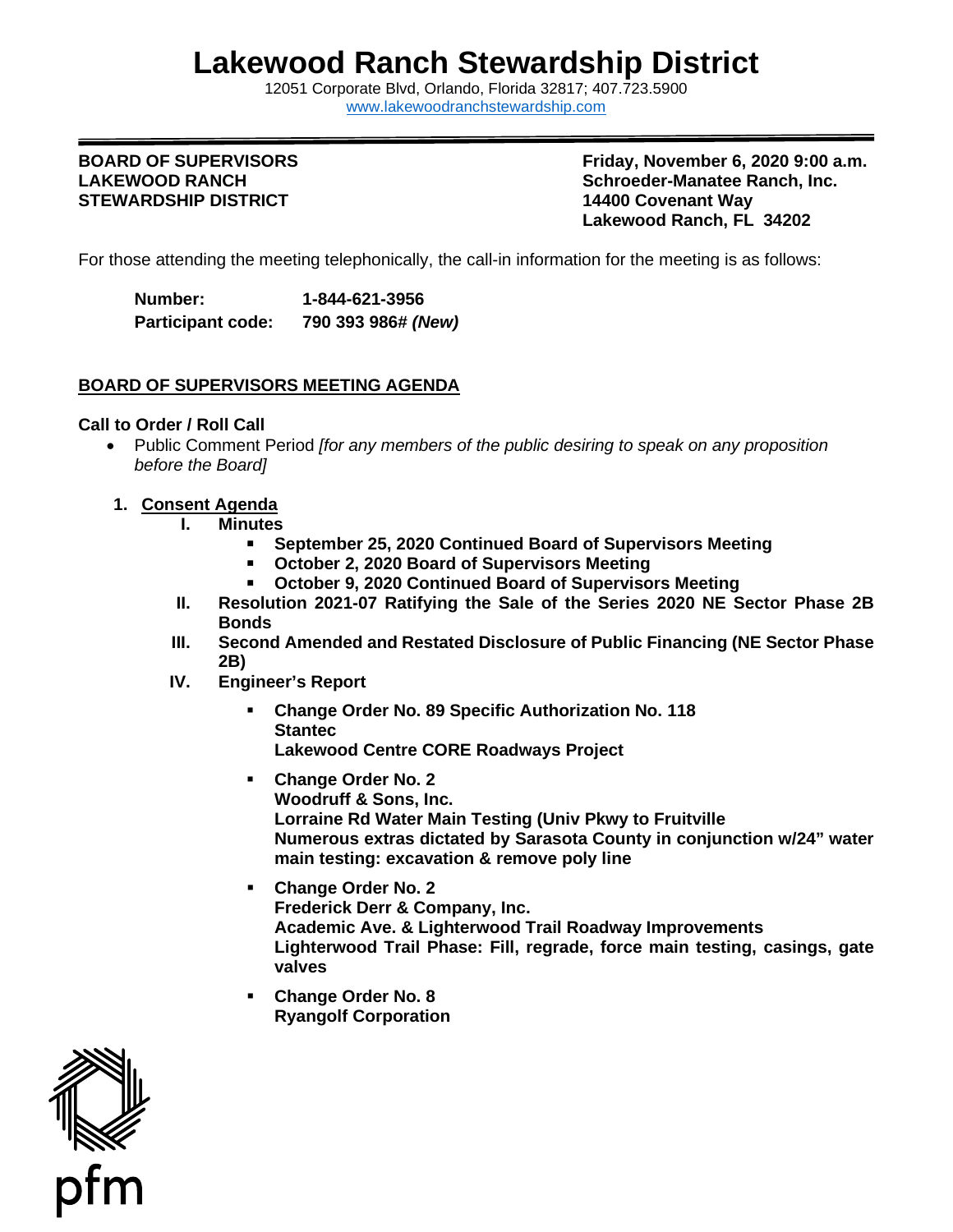# Lakewood Ranch Stewardship District

12051 Corporate Blvd, Orlando, Florida 32817; 407.723.5900
www.lakewoodranchstewardship.com

**BOARD OF SUPERVISORS**
**LAKEWOOD RANCH**
**STEWARDSHIP DISTRICT**

**Friday, November 6, 2020 9:00 a.m.**
**Schroeder-Manatee Ranch, Inc.**
**14400 Covenant Way**
**Lakewood Ranch, FL 34202**

For those attending the meeting telephonically, the call-in information for the meeting is as follows:

**Number:** **1-844-621-3956**
**Participant code:** **790 393 986#** ***(New)***

## BOARD OF SUPERVISORS MEETING AGENDA

**Call to Order / Roll Call**

- Public Comment Period *[for any members of the public desiring to speak on any proposition before the Board]*

1. **Consent Agenda**
   - **I. Minutes**
     - **September 25, 2020 Continued Board of Supervisors Meeting**
     - **October 2, 2020 Board of Supervisors Meeting**
     - **October 9, 2020 Continued Board of Supervisors Meeting**
   - **II. Resolution 2021-07 Ratifying the Sale of the Series 2020 NE Sector Phase 2B Bonds**
   - **III. Second Amended and Restated Disclosure of Public Financing (NE Sector Phase 2B)**
   - **IV. Engineer's Report**
     - **Change Order No. 89 Specific Authorization No. 118**
       **Stantec**
       **Lakewood Centre CORE Roadways Project**
     - **Change Order No. 2**
       **Woodruff & Sons, Inc.**
       **Lorraine Rd Water Main Testing (Univ Pkwy to Fruitville**
       **Numerous extras dictated by Sarasota County in conjunction w/24" water main testing: excavation & remove poly line**
     - **Change Order No. 2**
       **Frederick Derr & Company, Inc.**
       **Academic Ave. & Lighterwood Trail Roadway Improvements**
       **Lighterwood Trail Phase: Fill, regrade, force main testing, casings, gate valves**
     - **Change Order No. 8**
       **Ryangolf Corporation**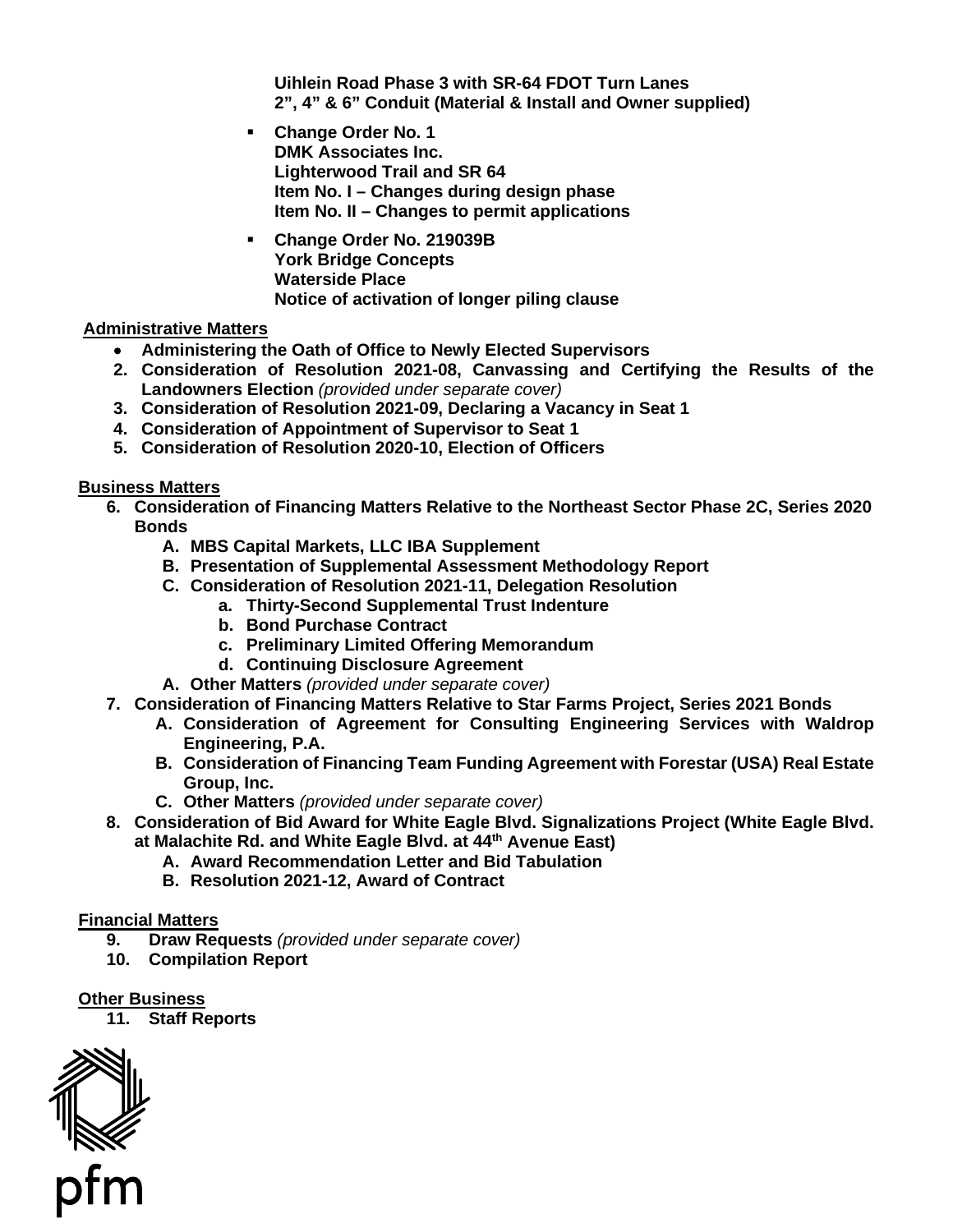**Uihlein Road Phase 3 with SR-64 FDOT Turn Lanes**
**2", 4" & 6" Conduit (Material & Install and Owner supplied)**

- **Change Order No. 1**
  **DMK Associates Inc.**
  **Lighterwood Trail and SR 64**
  **Item No. I – Changes during design phase**
  **Item No. II – Changes to permit applications**

- **Change Order No. 219039B**
  **York Bridge Concepts**
  **Waterside Place**
  **Notice of activation of longer piling clause**

**Administrative Matters**

- **Administering the Oath of Office to Newly Elected Supervisors**

2. **Consideration of Resolution 2021-08, Canvassing and Certifying the Results of the Landowners Election** *(provided under separate cover)*
3. **Consideration of Resolution 2021-09, Declaring a Vacancy in Seat 1**
4. **Consideration of Appointment of Supervisor to Seat 1**
5. **Consideration of Resolution 2020-10, Election of Officers**

**Business Matters**

6. **Consideration of Financing Matters Relative to the Northeast Sector Phase 2C, Series 2020 Bonds**
   - **A. MBS Capital Markets, LLC IBA Supplement**
   - **B. Presentation of Supplemental Assessment Methodology Report**
   - **C. Consideration of Resolution 2021-11, Delegation Resolution**
     - **a. Thirty-Second Supplemental Trust Indenture**
     - **b. Bond Purchase Contract**
     - **c. Preliminary Limited Offering Memorandum**
     - **d. Continuing Disclosure Agreement**
   - **A. Other Matters** *(provided under separate cover)*
7. **Consideration of Financing Matters Relative to Star Farms Project, Series 2021 Bonds**
   - **A. Consideration of Agreement for Consulting Engineering Services with Waldrop Engineering, P.A.**
   - **B. Consideration of Financing Team Funding Agreement with Forestar (USA) Real Estate Group, Inc.**
   - **C. Other Matters** *(provided under separate cover)*
8. **Consideration of Bid Award for White Eagle Blvd. Signalizations Project (White Eagle Blvd. at Malachite Rd. and White Eagle Blvd. at 44th Avenue East)**
   - **A. Award Recommendation Letter and Bid Tabulation**
   - **B. Resolution 2021-12, Award of Contract**

**Financial Matters**

9. **Draw Requests** *(provided under separate cover)*
10. **Compilation Report**

**Other Business**

11. **Staff Reports**

pfm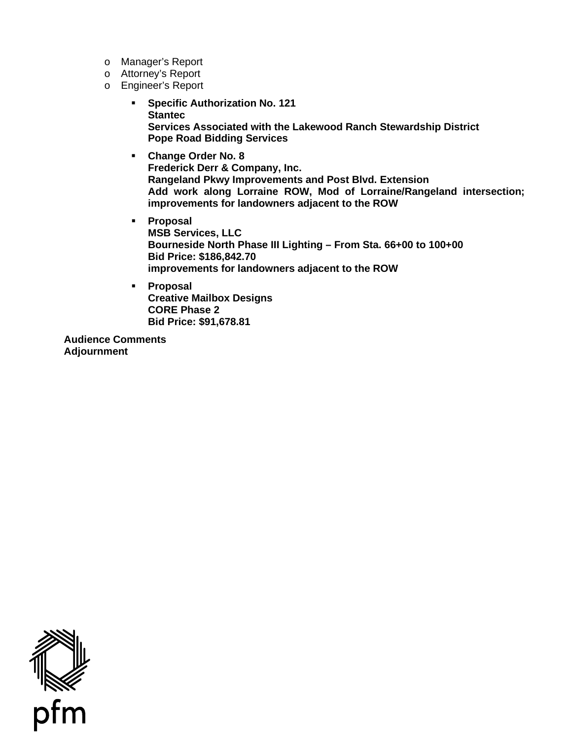- Manager's Report
- Attorney's Report
- Engineer's Report
  - **Specific Authorization No. 121**
    **Stantec**
    **Services Associated with the Lakewood Ranch Stewardship District**
    **Pope Road Bidding Services**
  - **Change Order No. 8**
    **Frederick Derr & Company, Inc.**
    **Rangeland Pkwy Improvements and Post Blvd. Extension**
    **Add work along Lorraine ROW, Mod of Lorraine/Rangeland intersection; improvements for landowners adjacent to the ROW**
  - **Proposal**
    **MSB Services, LLC**
    **Bourneside North Phase III Lighting – From Sta. 66+00 to 100+00**
    **Bid Price: $186,842.70**
    **improvements for landowners adjacent to the ROW**
  - **Proposal**
    **Creative Mailbox Designs**
    **CORE Phase 2**
    **Bid Price: $91,678.81**

**Audience Comments**
**Adjournment**

pfm